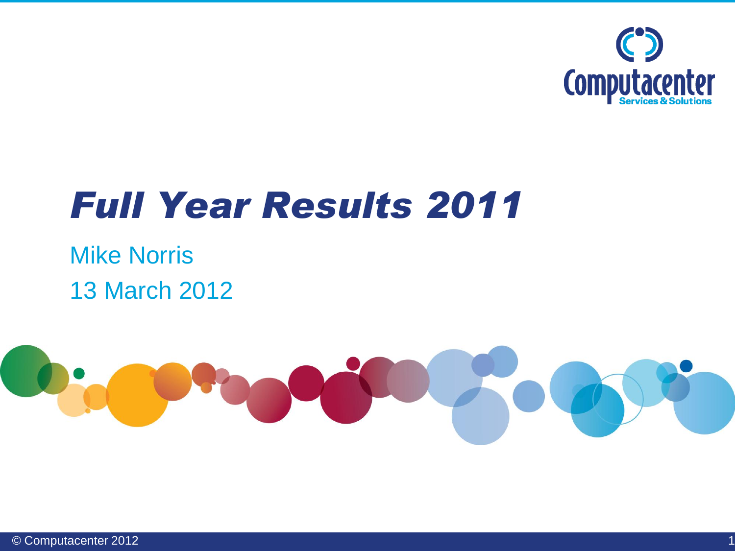# *Full Year Results 2011*

Mike Norris

13 March 2012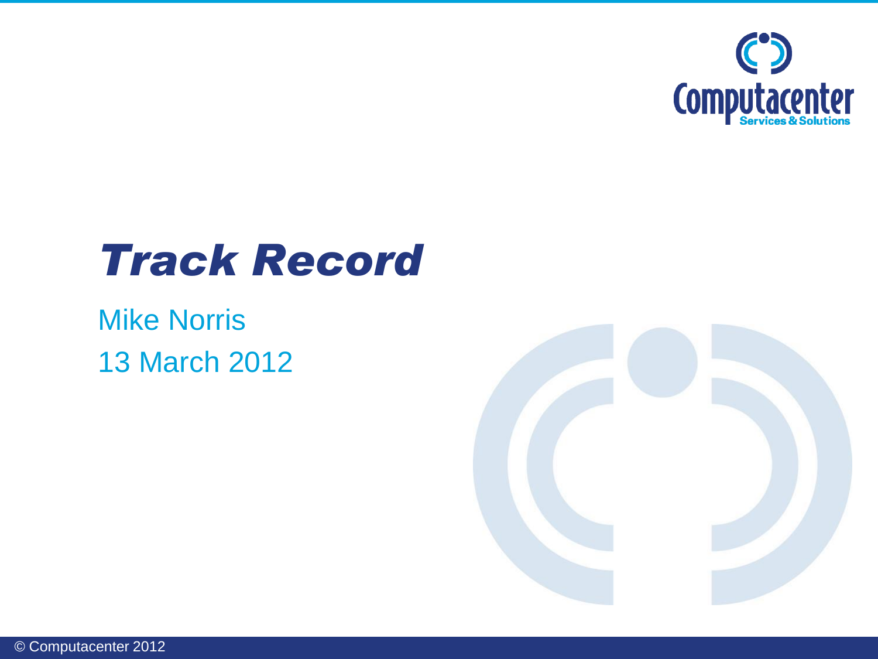# *Track Record*

Mike Norris

13 March 2012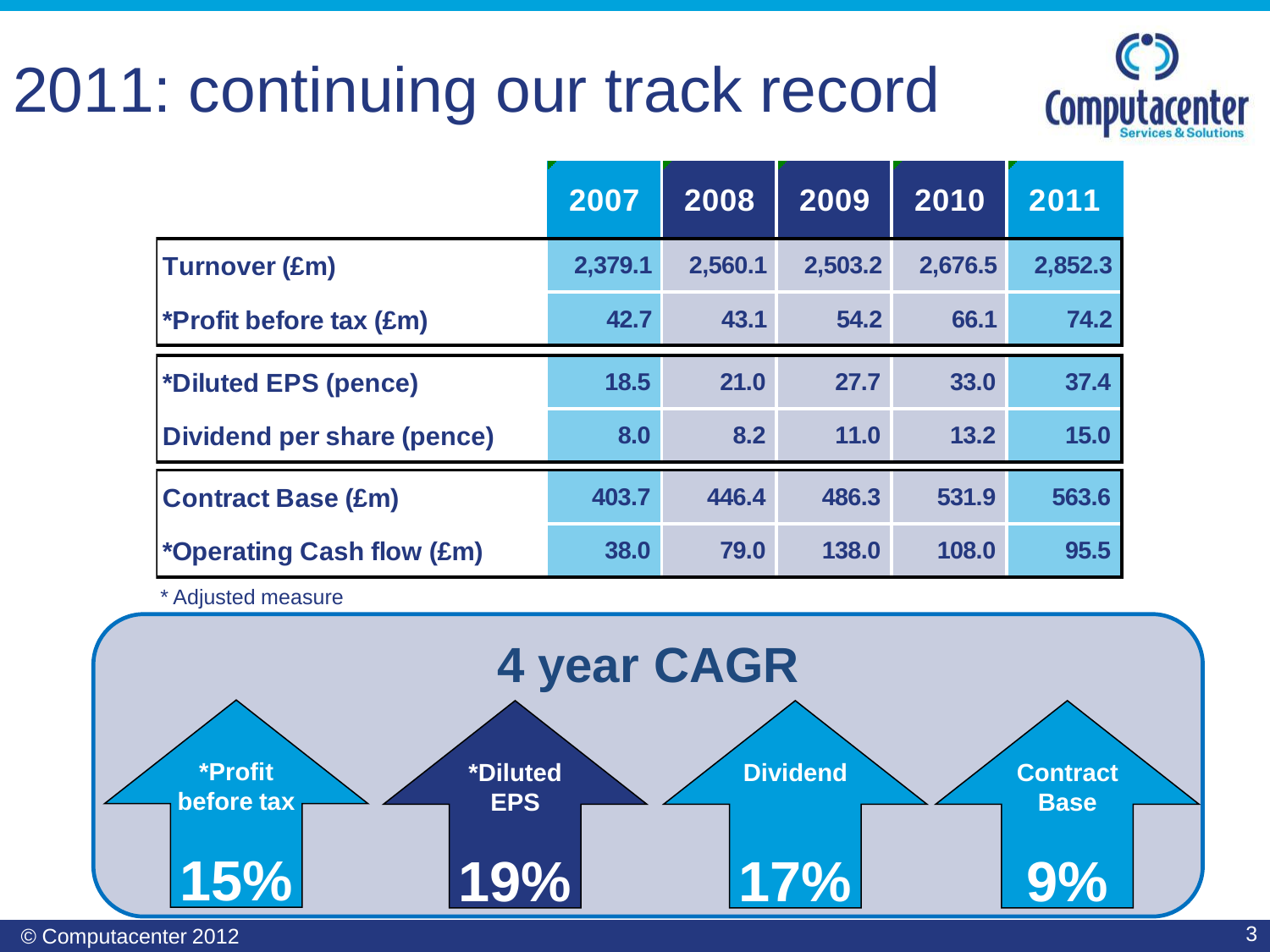# 2011: continuing our track record

| | 2007 | 2008 | 2009 | 2010 | 2011 |
|---|---|---|---|---|---|
| **Turnover (£m)** | 2,379.1 | 2,560.1 | 2,503.2 | 2,676.5 | 2,852.3 |
| ***Profit before tax (£m)** | 42.7 | 43.1 | 54.2 | 66.1 | 74.2 |
| ***Diluted EPS (pence)** | 18.5 | 21.0 | 27.7 | 33.0 | 37.4 |
| **Dividend per share (pence)** | 8.0 | 8.2 | 11.0 | 13.2 | 15.0 |
| **Contract Base (£m)** | 403.7 | 446.4 | 486.3 | 531.9 | 563.6 |
| ***Operating Cash flow (£m)** | 38.0 | 79.0 | 138.0 | 108.0 | 95.5 |

* Adjusted measure

## 4 year CAGR

- ***Profit before tax**: 15%
- ***Diluted EPS**: 19%
- **Dividend**: 17%
- **Contract Base**: 9%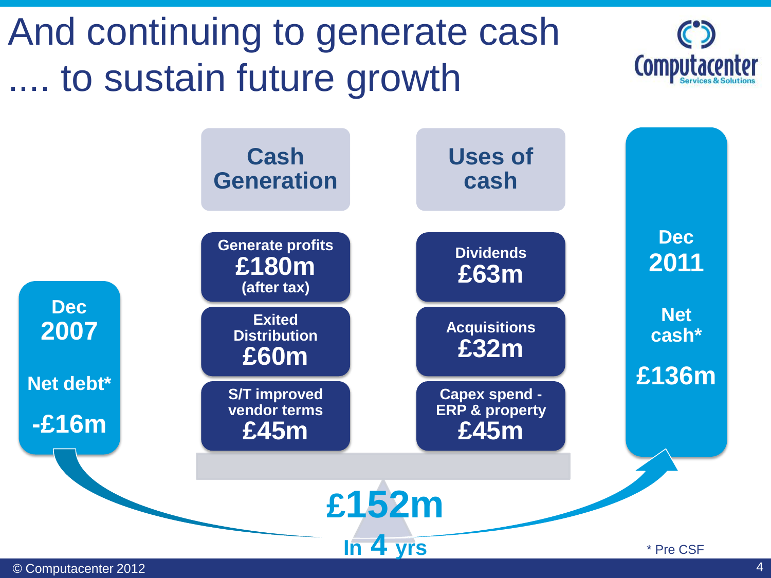# And continuing to generate cash .... to sustain future growth

**Dec 2007**
**Net debt***
**-£16m**

| Cash Generation | Uses of cash |
| --- | --- |
| Generate profits £180m (after tax) | Dividends £63m |
| Exited Distribution £60m | Acquisitions £32m |
| S/T improved vendor terms £45m | Capex spend - ERP & property £45m |

**£152m**
**In 4 yrs**

**Dec 2011**
**Net cash***
**£136m**

\* Pre CSF

© Computacenter 2012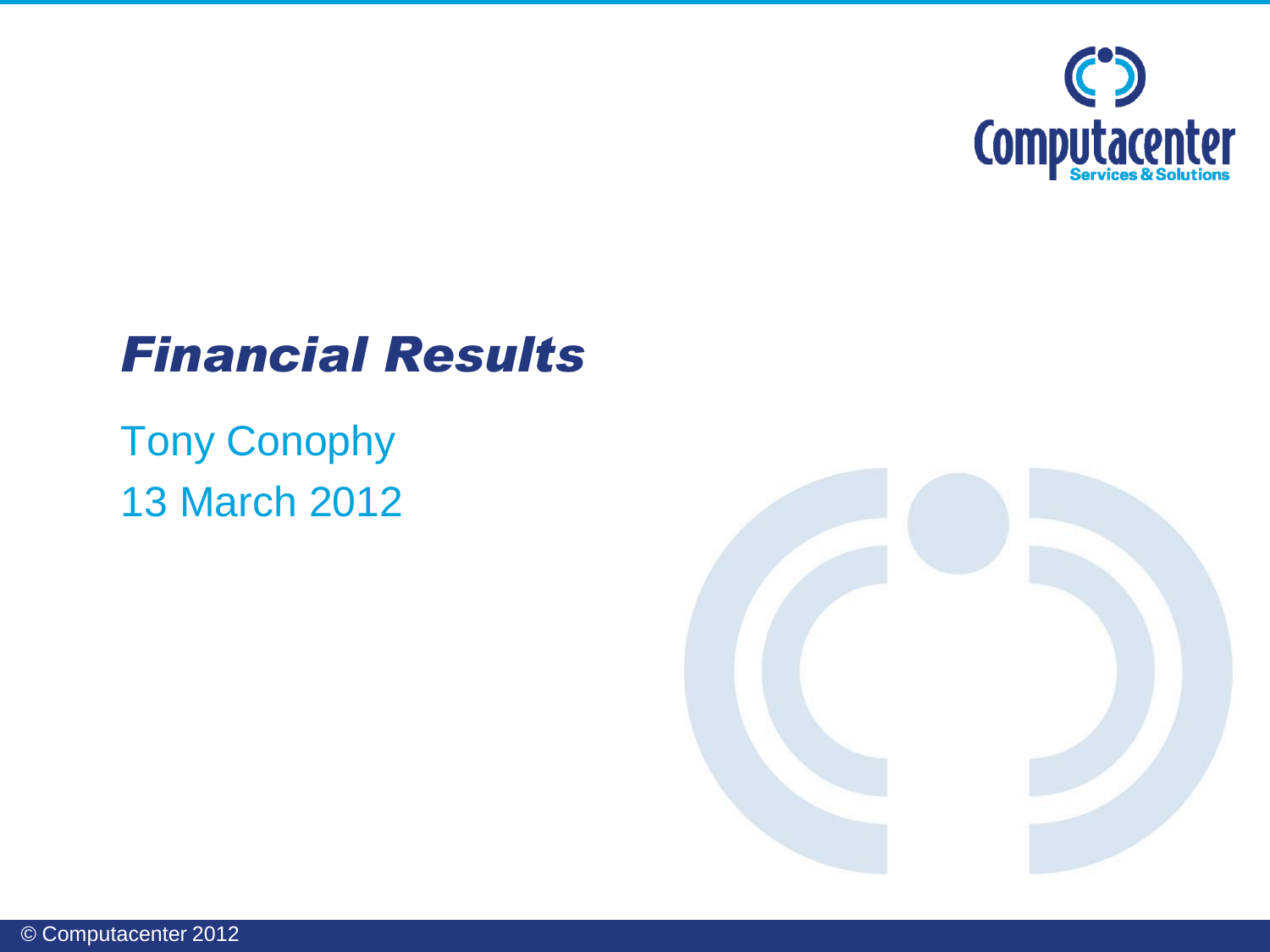# *Financial Results*

Tony Conophy

13 March 2012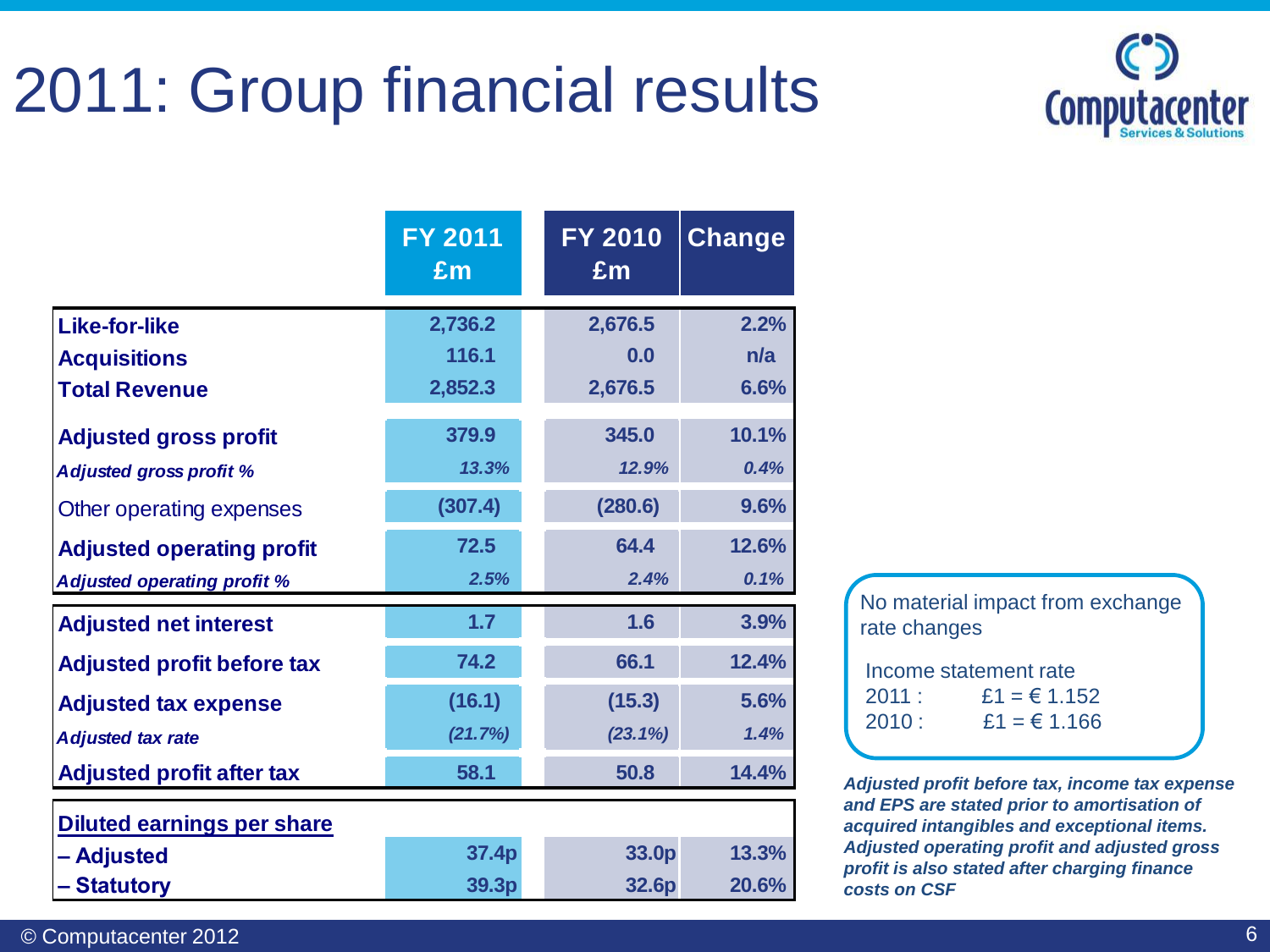# 2011: Group financial results

| | FY 2011 £m | FY 2010 £m | Change |
|---|---|---|---|
| **Like-for-like** | 2,736.2 | 2,676.5 | 2.2% |
| **Acquisitions** | 116.1 | 0.0 | n/a |
| **Total Revenue** | 2,852.3 | 2,676.5 | 6.6% |
| **Adjusted gross profit** | 379.9 | 345.0 | 10.1% |
| ***Adjusted gross profit %*** | *13.3%* | *12.9%* | *0.4%* |
| Other operating expenses | (307.4) | (280.6) | 9.6% |
| **Adjusted operating profit** | 72.5 | 64.4 | 12.6% |
| ***Adjusted operating profit %*** | *2.5%* | *2.4%* | *0.1%* |
| **Adjusted net interest** | 1.7 | 1.6 | 3.9% |
| **Adjusted profit before tax** | 74.2 | 66.1 | 12.4% |
| **Adjusted tax expense** | (16.1) | (15.3) | 5.6% |
| ***Adjusted tax rate*** | *(21.7%)* | *(23.1%)* | *1.4%* |
| **Adjusted profit after tax** | 58.1 | 50.8 | 14.4% |
| **Diluted earnings per share** | | | |
| **– Adjusted** | 37.4p | 33.0p | 13.3% |
| **– Statutory** | 39.3p | 32.6p | 20.6% |

No material impact from exchange rate changes

Income statement rate
2011 : £1 = € 1.152
2010 : £1 = € 1.166

***Adjusted profit before tax, income tax expense and EPS are stated prior to amortisation of acquired intangibles and exceptional items. Adjusted operating profit and adjusted gross profit is also stated after charging finance costs on CSF***

© Computacenter 2012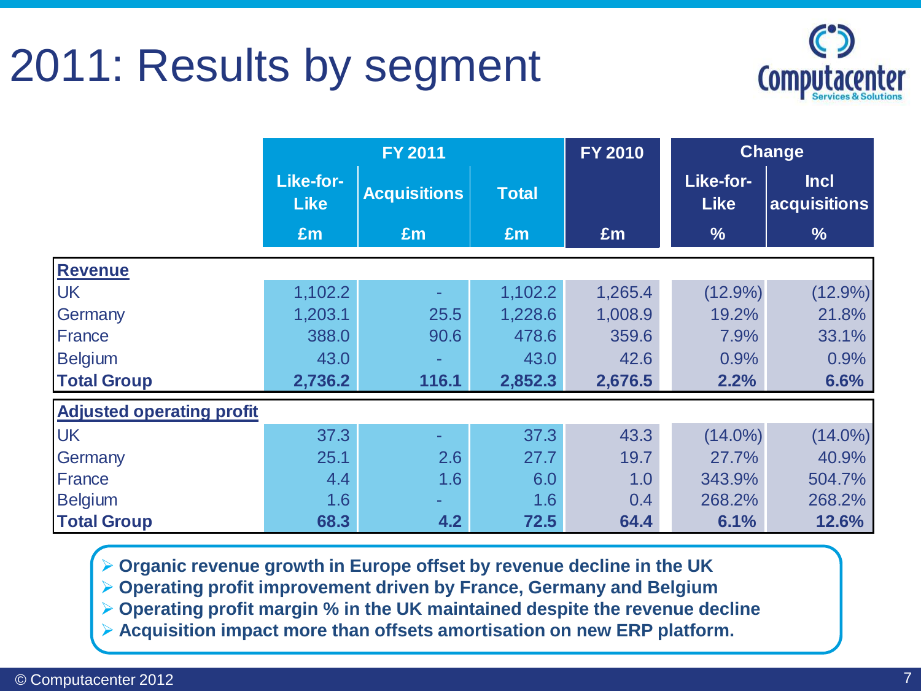# 2011: Results by segment

| | FY 2011 | | | FY 2010 | Change | |
|---|---|---|---|---|---|---|
| | Like-for-Like | Acquisitions | Total | | Like-for-Like | Incl acquisitions |
| | £m | £m | £m | £m | % | % |
| **Revenue** | | | | | | |
| UK | 1,102.2 | - | 1,102.2 | 1,265.4 | (12.9%) | (12.9%) |
| Germany | 1,203.1 | 25.5 | 1,228.6 | 1,008.9 | 19.2% | 21.8% |
| France | 388.0 | 90.6 | 478.6 | 359.6 | 7.9% | 33.1% |
| Belgium | 43.0 | - | 43.0 | 42.6 | 0.9% | 0.9% |
| **Total Group** | **2,736.2** | **116.1** | **2,852.3** | **2,676.5** | **2.2%** | **6.6%** |
| **Adjusted operating profit** | | | | | | |
| UK | 37.3 | - | 37.3 | 43.3 | (14.0%) | (14.0%) |
| Germany | 25.1 | 2.6 | 27.7 | 19.7 | 27.7% | 40.9% |
| France | 4.4 | 1.6 | 6.0 | 1.0 | 343.9% | 504.7% |
| Belgium | 1.6 | - | 1.6 | 0.4 | 268.2% | 268.2% |
| **Total Group** | **68.3** | **4.2** | **72.5** | **64.4** | **6.1%** | **12.6%** |

- **Organic revenue growth in Europe offset by revenue decline in the UK**
- **Operating profit improvement driven by France, Germany and Belgium**
- **Operating profit margin % in the UK maintained despite the revenue decline**
- **Acquisition impact more than offsets amortisation on new ERP platform.**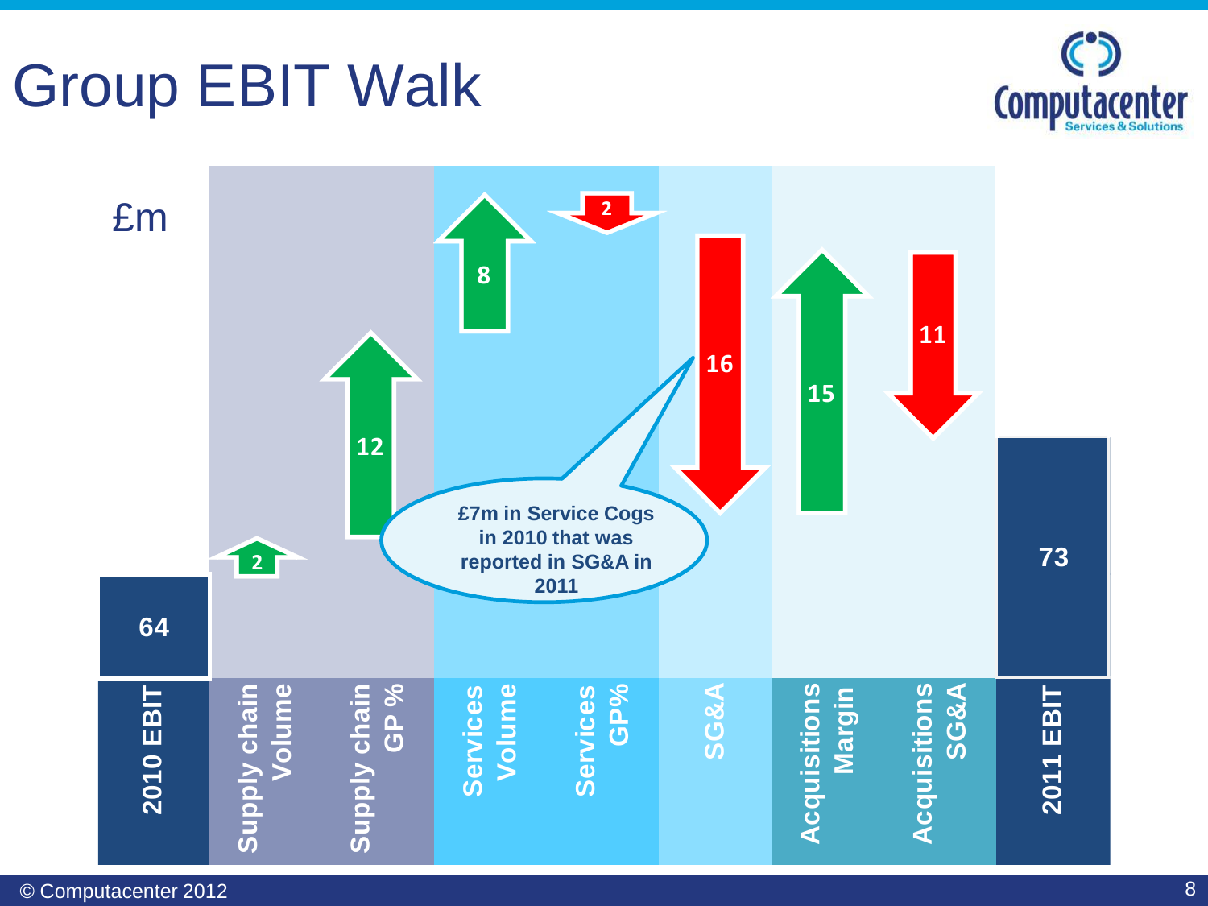# Group EBIT Walk

£m

| | 2010 EBIT | Supply chain Volume | Supply chain GP % | Services Volume | Services GP% | SG&A | Acquisitions Margin | Acquisitions SG&A | 2011 EBIT |
|---|---|---|---|---|---|---|---|---|---|
| £m | 64 | 2 | 12 | 8 | -2 | -16 | 15 | -11 | 73 |

£7m in Service Cogs in 2010 that was reported in SG&A in 2011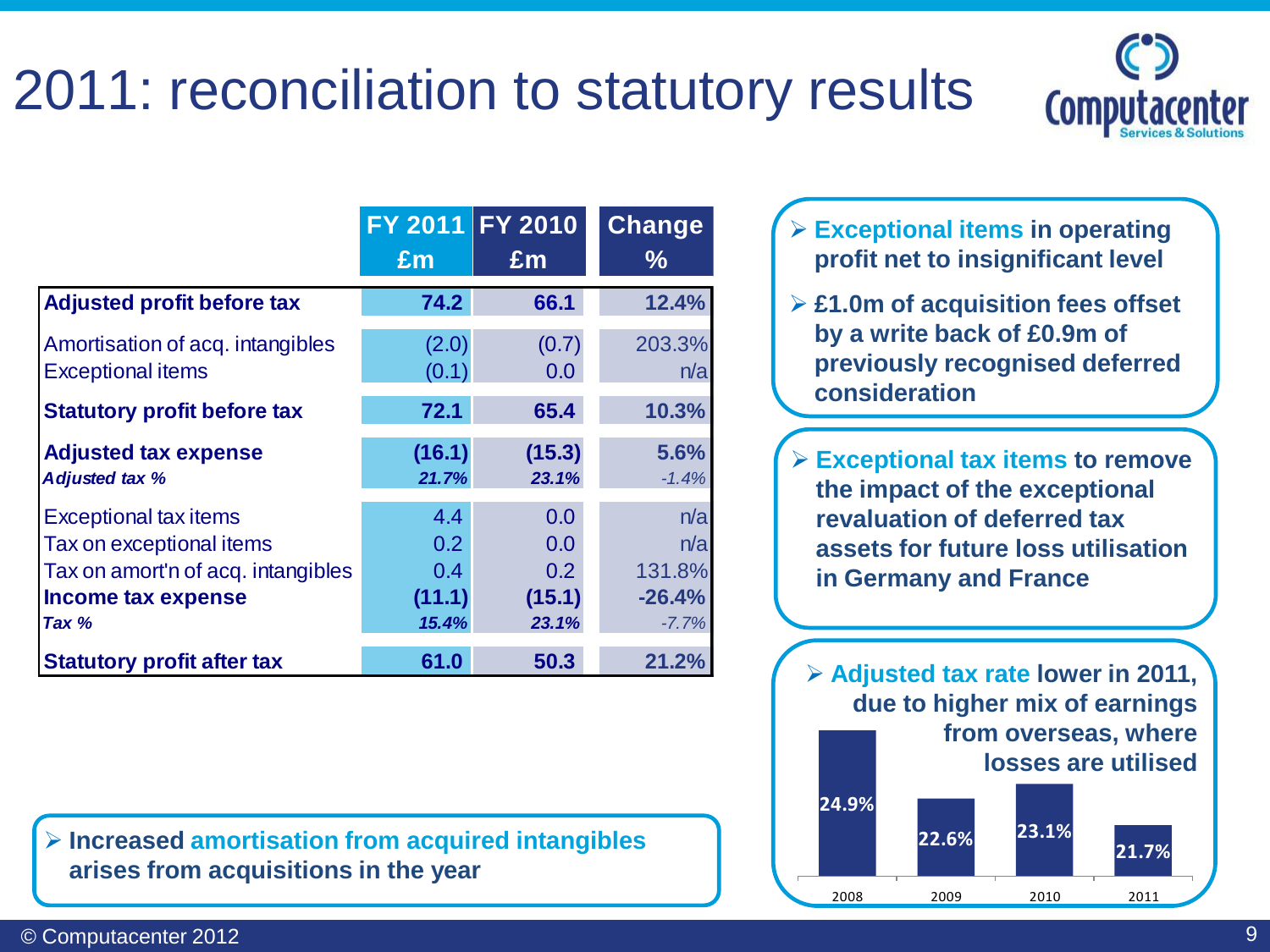# 2011: reconciliation to statutory results

| | FY 2011 £m | FY 2010 £m | Change % |
|---|---|---|---|
| **Adjusted profit before tax** | **74.2** | **66.1** | **12.4%** |
| Amortisation of acq. intangibles | (2.0) | (0.7) | 203.3% |
| Exceptional items | (0.1) | 0.0 | n/a |
| **Statutory profit before tax** | **72.1** | **65.4** | **10.3%** |
| **Adjusted tax expense** | **(16.1)** | **(15.3)** | **5.6%** |
| ***Adjusted tax %*** | ***21.7%*** | ***23.1%*** | *-1.4%* |
| Exceptional tax items | 4.4 | 0.0 | n/a |
| Tax on exceptional items | 0.2 | 0.0 | n/a |
| Tax on amort'n of acq. intangibles | 0.4 | 0.2 | 131.8% |
| **Income tax expense** | **(11.1)** | **(15.1)** | **-26.4%** |
| ***Tax %*** | ***15.4%*** | ***23.1%*** | *-7.7%* |
| **Statutory profit after tax** | **61.0** | **50.3** | **21.2%** |

- **Exceptional items in operating profit net to insignificant level**
- **£1.0m of acquisition fees offset by a write back of £0.9m of previously recognised deferred consideration**

- **Exceptional tax items to remove the impact of the exceptional revaluation of deferred tax assets for future loss utilisation in Germany and France**

- **Adjusted tax rate lower in 2011, due to higher mix of earnings from overseas, where losses are utilised**

| 2008 | 2009 | 2010 | 2011 |
|---|---|---|---|
| 24.9% | 22.6% | 23.1% | 21.7% |

- **Increased amortisation from acquired intangibles arises from acquisitions in the year**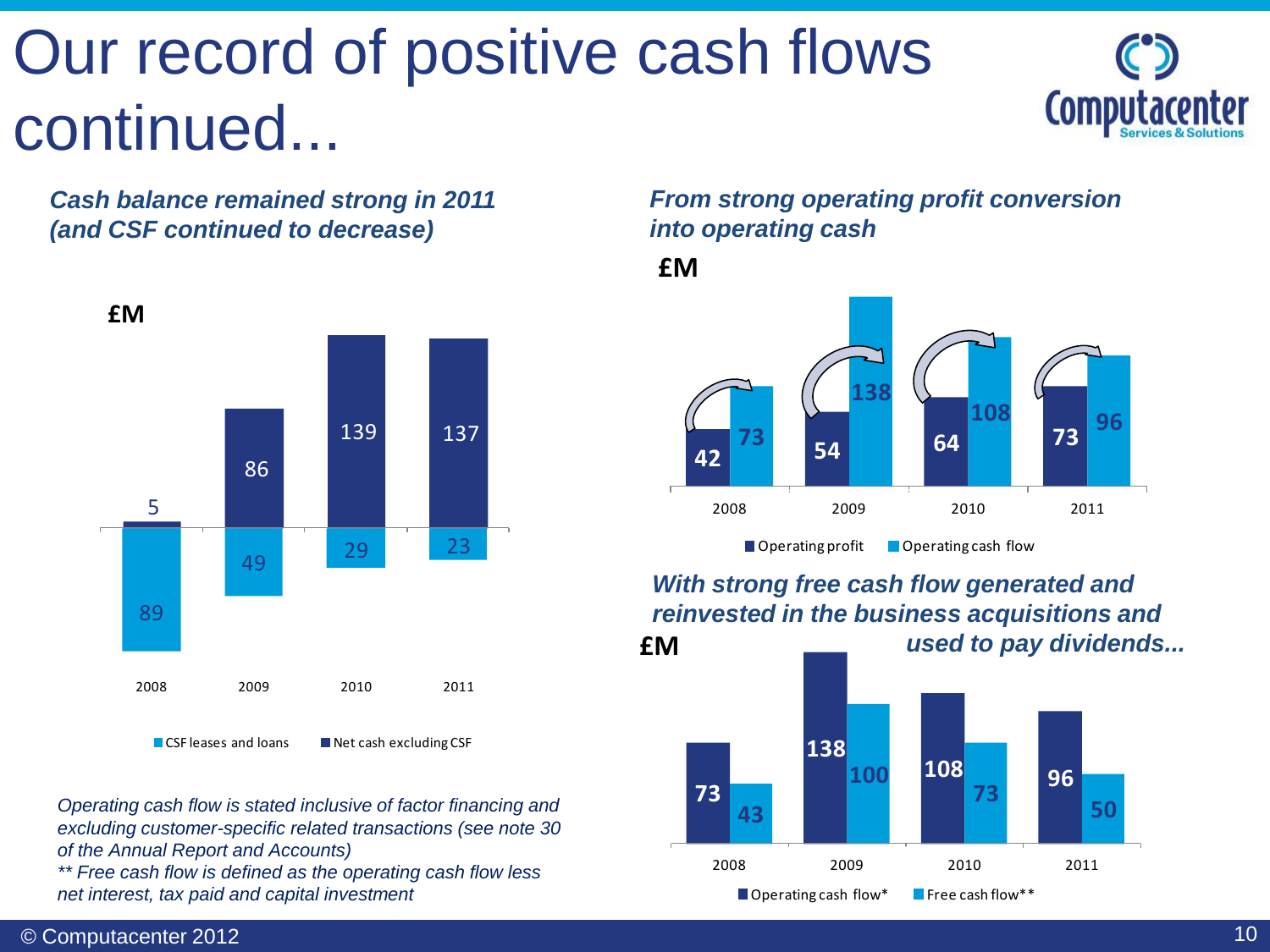# Our record of positive cash flows continued...

***Cash balance remained strong in 2011 (and CSF continued to decrease)***

£M

| | 2008 | 2009 | 2010 | 2011 |
|---|---|---|---|---|
| Net cash excluding CSF | 5 | 86 | 139 | 137 |
| CSF leases and loans | 89 | 49 | 29 | 23 |

***From strong operating profit conversion into operating cash***

£M

| | 2008 | 2009 | 2010 | 2011 |
|---|---|---|---|---|
| Operating profit | 42 | 54 | 64 | 73 |
| Operating cash flow | 73 | 138 | 108 | 96 |

***With strong free cash flow generated and reinvested in the business acquisitions and used to pay dividends...***

£M

| | 2008 | 2009 | 2010 | 2011 |
|---|---|---|---|---|
| Operating cash flow* | 73 | 138 | 108 | 96 |
| Free cash flow** | 43 | 100 | 73 | 50 |

*Operating cash flow is stated inclusive of factor financing and excluding customer-specific related transactions (see note 30 of the Annual Report and Accounts)*

*** Free cash flow is defined as the operating cash flow less net interest, tax paid and capital investment*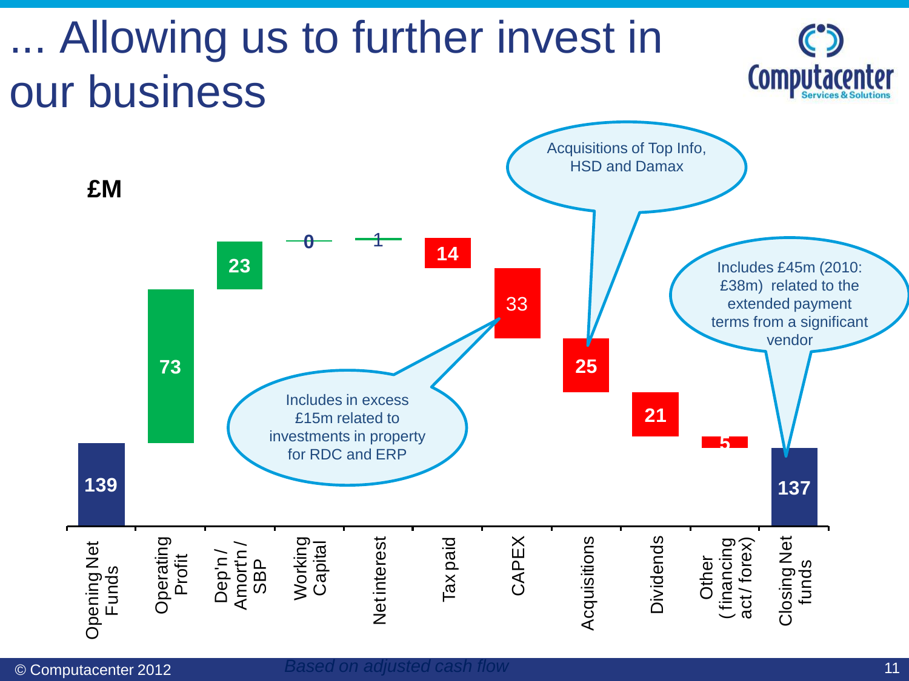# ... Allowing us to further invest in our business

£M

| | £M |
|---|---|
| Opening Net Funds | 139 |
| Operating Profit | 73 |
| Dep'n / Amort'n / SBP | 23 |
| Working Capital | 0 |
| Net interest | 1 |
| Tax paid | 14 |
| CAPEX | 33 |
| Acquisitions | 25 |
| Dividends | 21 |
| Other (financing act / forex) | 5 |
| Closing Net funds | 137 |

CAPEX: Includes in excess £15m related to investments in property for RDC and ERP

Acquisitions: Acquisitions of Top Info, HSD and Damax

Closing Net funds: Includes £45m (2010: £38m) related to the extended payment terms from a significant vendor

*Based on adjusted cash flow*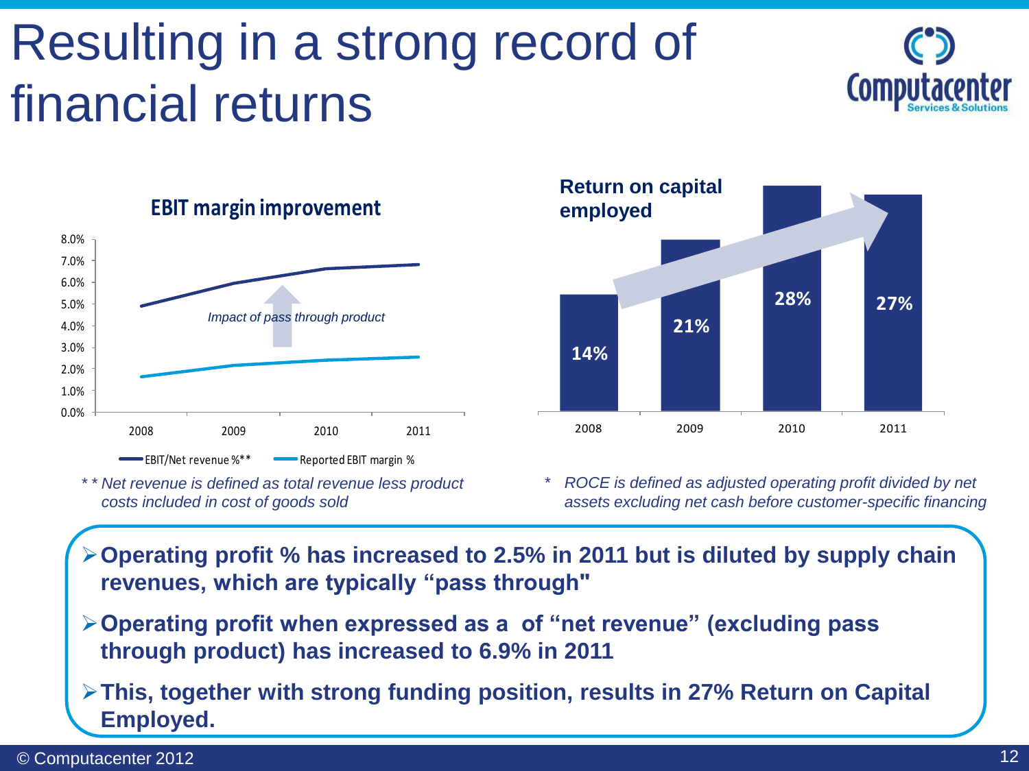# Resulting in a strong record of financial returns

## EBIT margin improvement

- EBIT/Net revenue %**
- Reported EBIT margin %

*Impact of pass through product*

| | 2008 | 2009 | 2010 | 2011 |
|---|---|---|---|---|

*\*\* Net revenue is defined as total revenue less product costs included in cost of goods sold*

## Return on capital employed

| 2008 | 2009 | 2010 | 2011 |
|---|---|---|---|
| 14% | 21% | 28% | 27% |

*\* ROCE is defined as adjusted operating profit divided by net assets excluding net cash before customer-specific financing*

- **Operating profit % has increased to 2.5% in 2011 but is diluted by supply chain revenues, which are typically "pass through"**
- **Operating profit when expressed as a of "net revenue" (excluding pass through product) has increased to 6.9% in 2011**
- **This, together with strong funding position, results in 27% Return on Capital Employed.**

© Computacenter 2012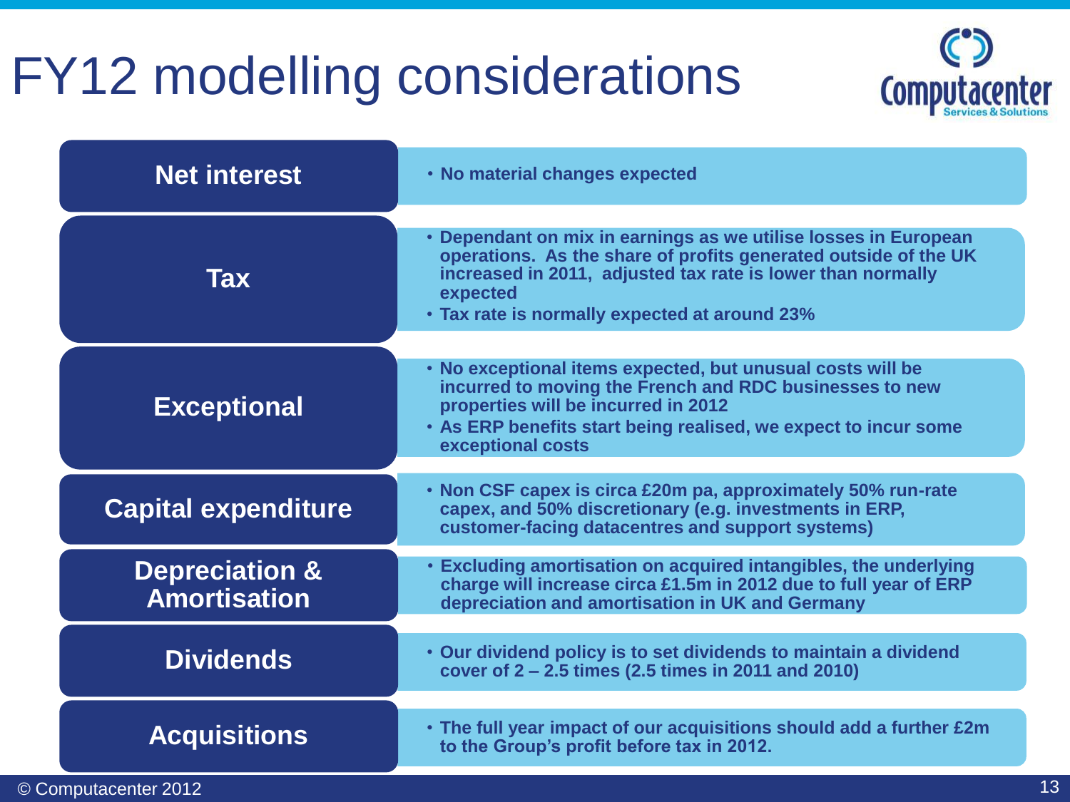# FY12 modelling considerations

| | |
|---|---|
| **Net interest** | • No material changes expected |
| **Tax** | • Dependant on mix in earnings as we utilise losses in European operations. As the share of profits generated outside of the UK increased in 2011, adjusted tax rate is lower than normally expected<br>• Tax rate is normally expected at around 23% |
| **Exceptional** | • No exceptional items expected, but unusual costs will be incurred to moving the French and RDC businesses to new properties will be incurred in 2012<br>• As ERP benefits start being realised, we expect to incur some exceptional costs |
| **Capital expenditure** | • Non CSF capex is circa £20m pa, approximately 50% run-rate capex, and 50% discretionary (e.g. investments in ERP, customer-facing datacentres and support systems) |
| **Depreciation & Amortisation** | • Excluding amortisation on acquired intangibles, the underlying charge will increase circa £1.5m in 2012 due to full year of ERP depreciation and amortisation in UK and Germany |
| **Dividends** | • Our dividend policy is to set dividends to maintain a dividend cover of 2 – 2.5 times (2.5 times in 2011 and 2010) |
| **Acquisitions** | • The full year impact of our acquisitions should add a further £2m to the Group's profit before tax in 2012. |

© Computacenter 2012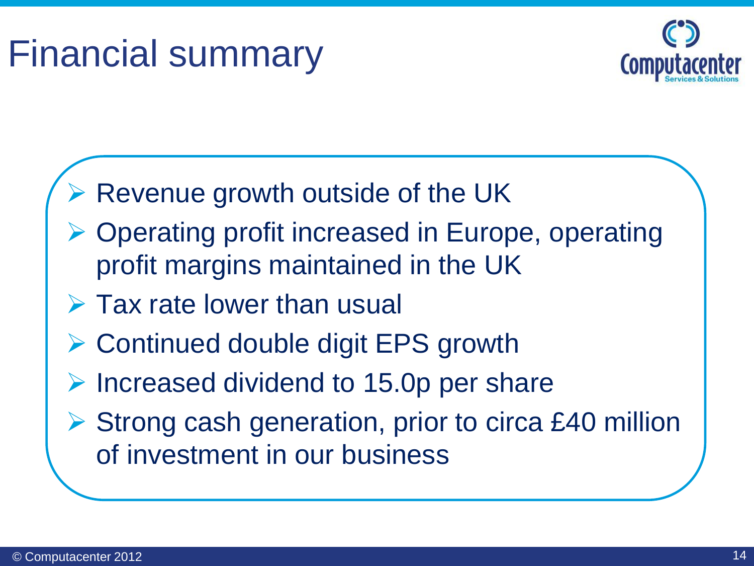# Financial summary

- Revenue growth outside of the UK
- Operating profit increased in Europe, operating profit margins maintained in the UK
- Tax rate lower than usual
- Continued double digit EPS growth
- Increased dividend to 15.0p per share
- Strong cash generation, prior to circa £40 million of investment in our business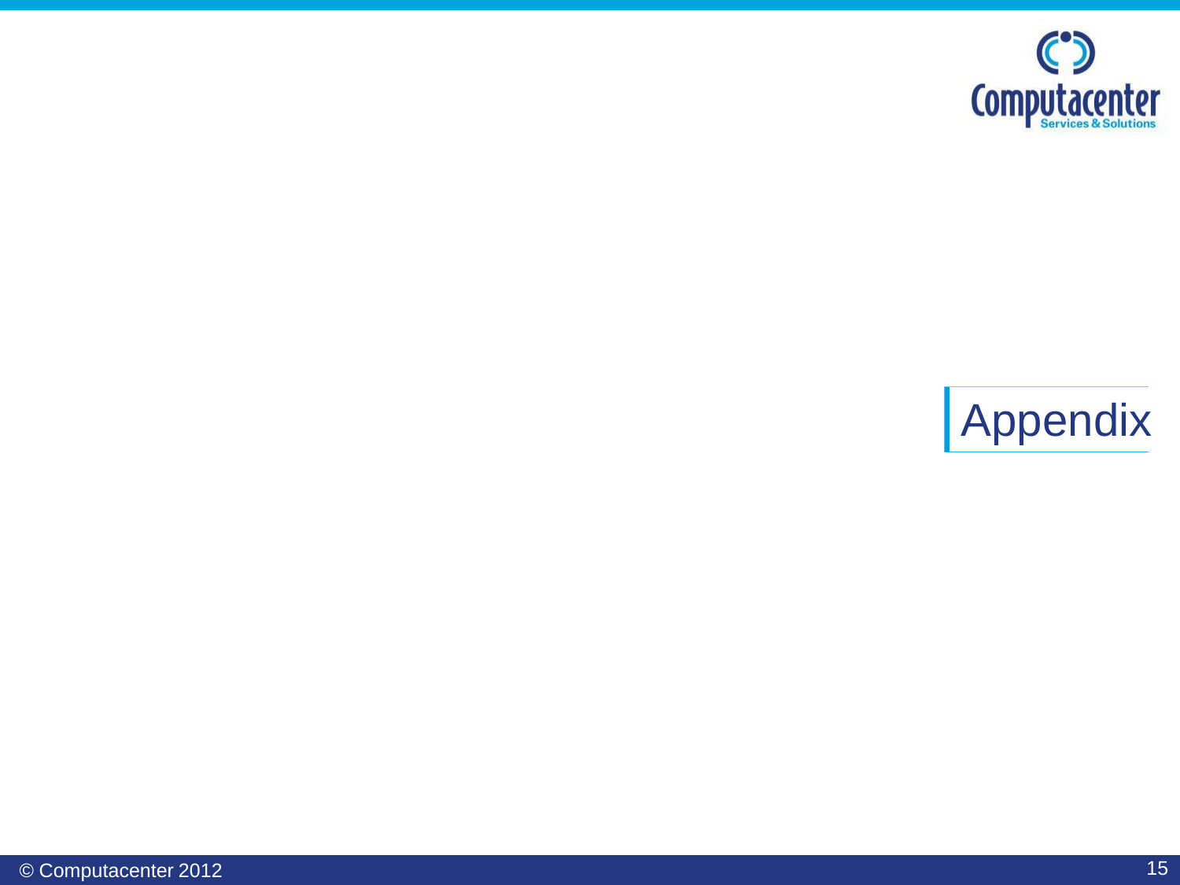# Appendix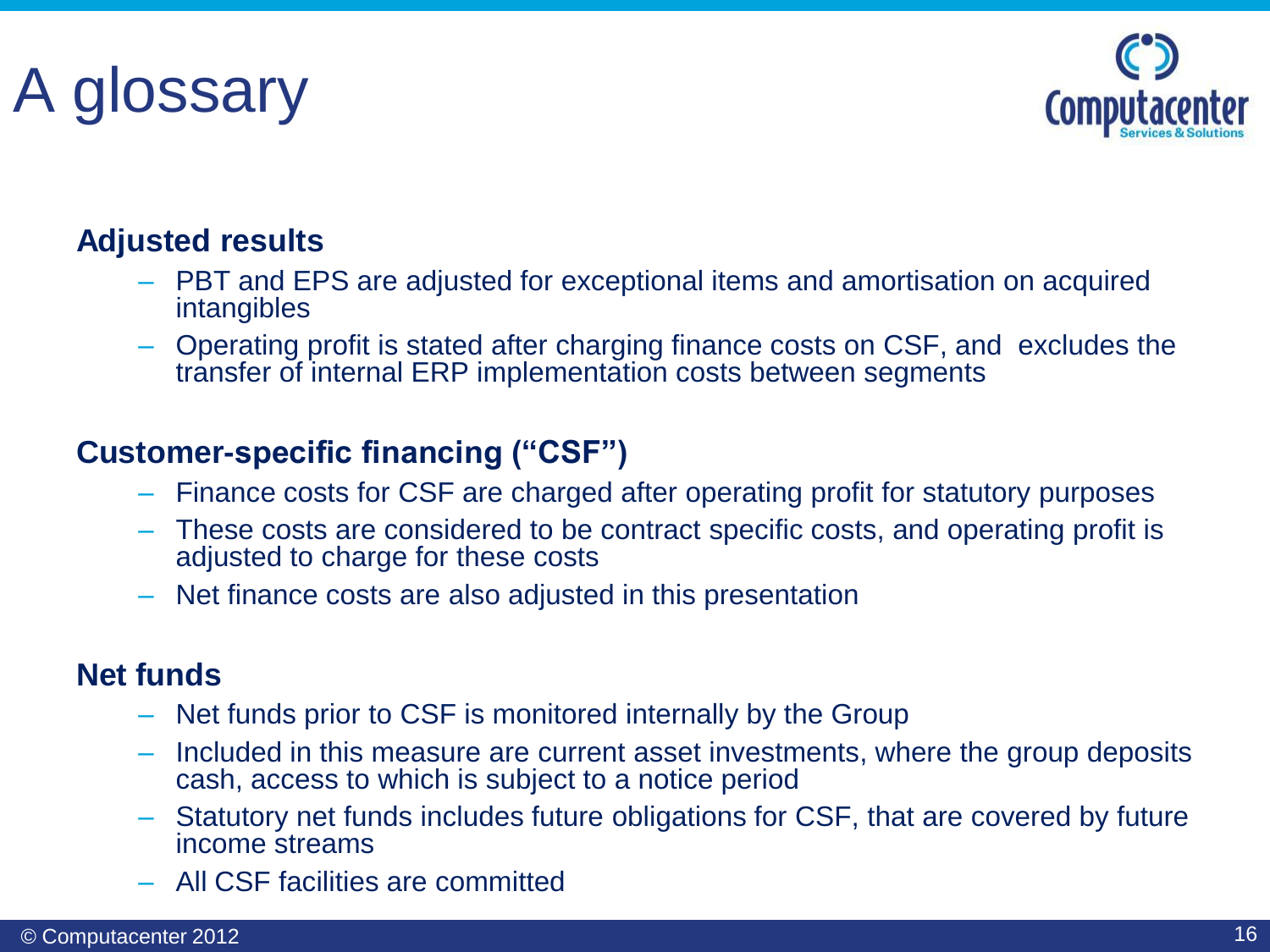# A glossary

**Adjusted results**

- PBT and EPS are adjusted for exceptional items and amortisation on acquired intangibles
- Operating profit is stated after charging finance costs on CSF, and excludes the transfer of internal ERP implementation costs between segments

**Customer-specific financing ("CSF")**

- Finance costs for CSF are charged after operating profit for statutory purposes
- These costs are considered to be contract specific costs, and operating profit is adjusted to charge for these costs
- Net finance costs are also adjusted in this presentation

**Net funds**

- Net funds prior to CSF is monitored internally by the Group
- Included in this measure are current asset investments, where the group deposits cash, access to which is subject to a notice period
- Statutory net funds includes future obligations for CSF, that are covered by future income streams
- All CSF facilities are committed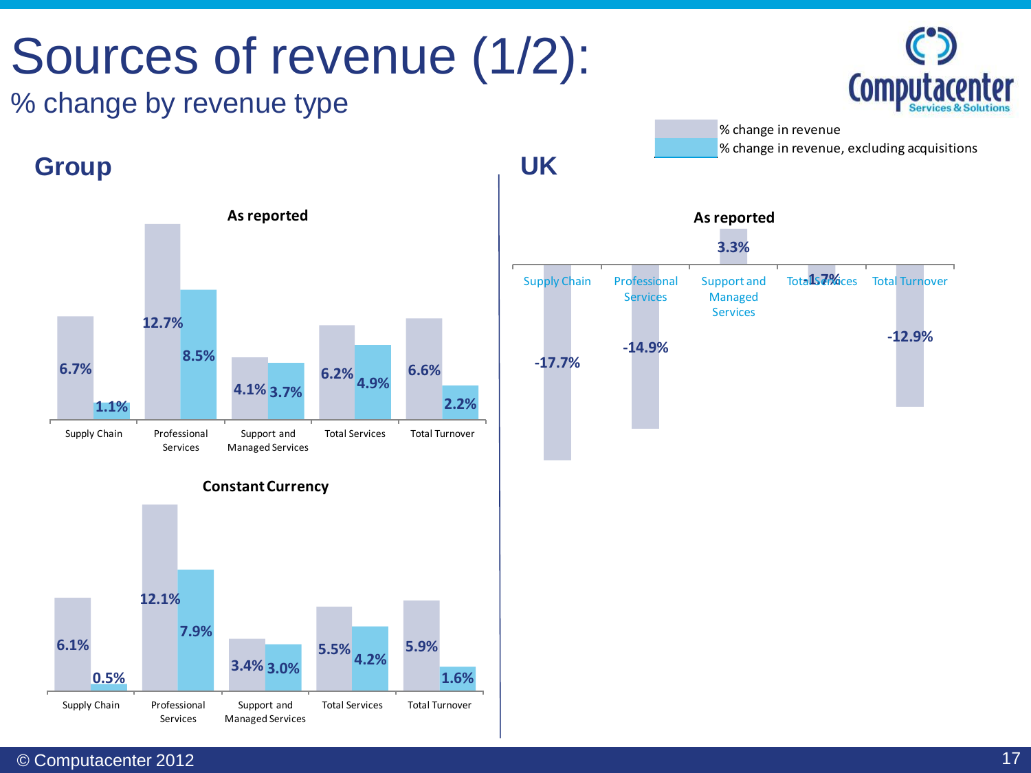# Sources of revenue (1/2):

## % change by revenue type

Legend: % change in revenue; % change in revenue, excluding acquisitions

### Group

**As reported**

| | % change in revenue | % change in revenue, excluding acquisitions |
|---|---|---|
| Supply Chain | 6.7% | 1.1% |
| Professional Services | 12.7% | 8.5% |
| Support and Managed Services | 4.1% | 3.7% |
| Total Services | 6.2% | 4.9% |
| Total Turnover | 6.6% | 2.2% |

**Constant Currency**

| | % change in revenue | % change in revenue, excluding acquisitions |
|---|---|---|
| Supply Chain | 6.1% | 0.5% |
| Professional Services | 12.1% | 7.9% |
| Support and Managed Services | 3.4% | 3.0% |
| Total Services | 5.5% | 4.2% |
| Total Turnover | 5.9% | 1.6% |

### UK

**As reported**

| | % change in revenue |
|---|---|
| Supply Chain | -17.7% |
| Professional Services | -14.9% |
| Support and Managed Services | 3.3% |
| Total Services | -1.7% |
| Total Turnover | -12.9% |

© Computacenter 2012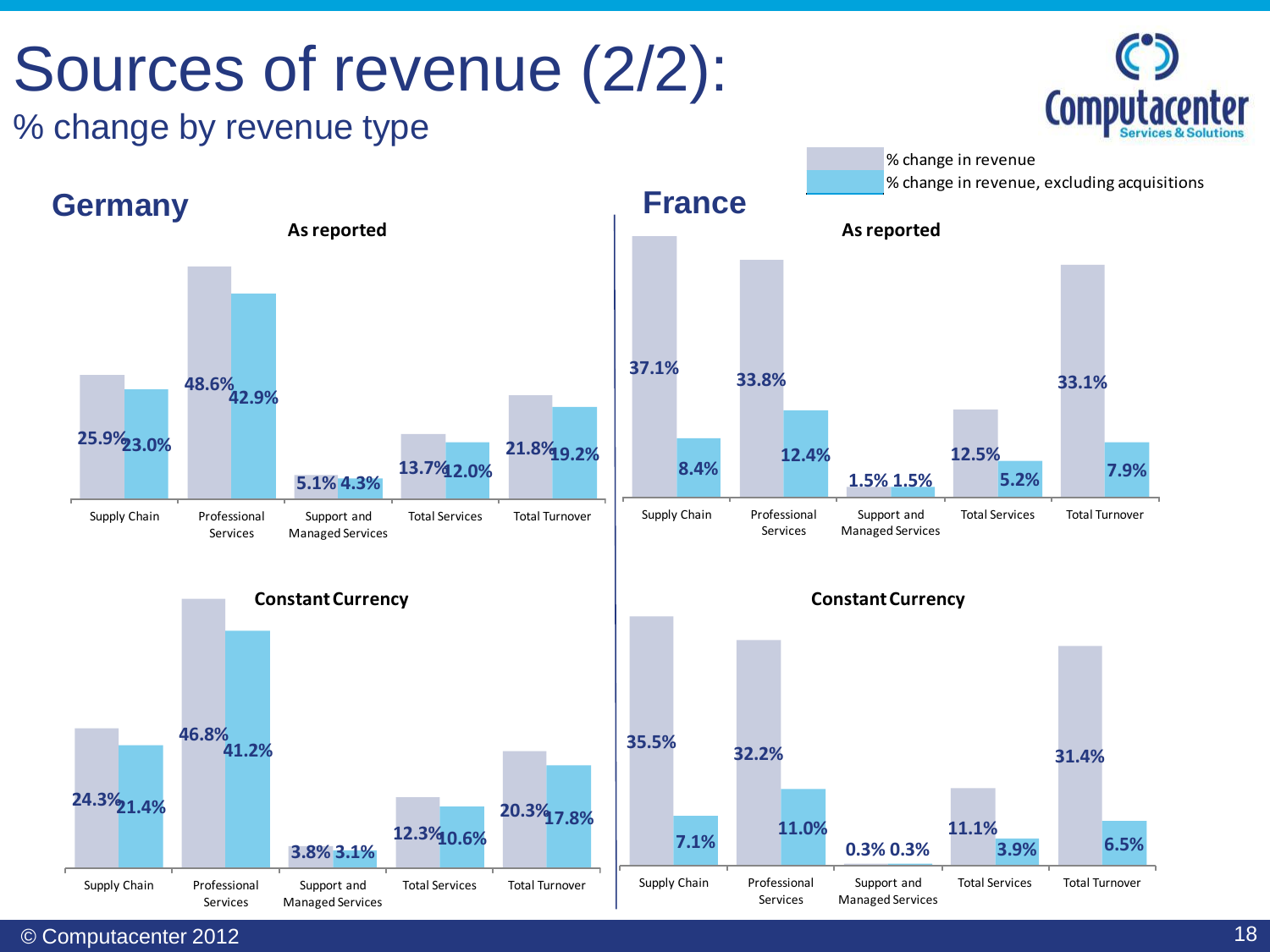# Sources of revenue (2/2):

## % change by revenue type

Legend: % change in revenue; % change in revenue, excluding acquisitions

## Germany

### As reported

| | Supply Chain | Professional Services | Support and Managed Services | Total Services | Total Turnover |
|---|---|---|---|---|---|
| % change in revenue | 25.9% | 48.6% | 5.1% | 13.7% | 21.8% |
| % change in revenue, excluding acquisitions | 23.0% | 42.9% | 4.3% | 12.0% | 19.2% |

### Constant Currency

| | Supply Chain | Professional Services | Support and Managed Services | Total Services | Total Turnover |
|---|---|---|---|---|---|
| % change in revenue | 24.3% | 46.8% | 3.8% | 12.3% | 20.3% |
| % change in revenue, excluding acquisitions | 21.4% | 41.2% | 3.1% | 10.6% | 17.8% |

## France

### As reported

| | Supply Chain | Professional Services | Support and Managed Services | Total Services | Total Turnover |
|---|---|---|---|---|---|
| % change in revenue | 37.1% | 33.8% | 1.5% | 12.5% | 33.1% |
| % change in revenue, excluding acquisitions | 8.4% | 12.4% | 1.5% | 5.2% | 7.9% |

### Constant Currency

| | Supply Chain | Professional Services | Support and Managed Services | Total Services | Total Turnover |
|---|---|---|---|---|---|
| % change in revenue | 35.5% | 32.2% | 0.3% | 11.1% | 31.4% |
| % change in revenue, excluding acquisitions | 7.1% | 11.0% | 0.3% | 3.9% | 6.5% |

© Computacenter 2012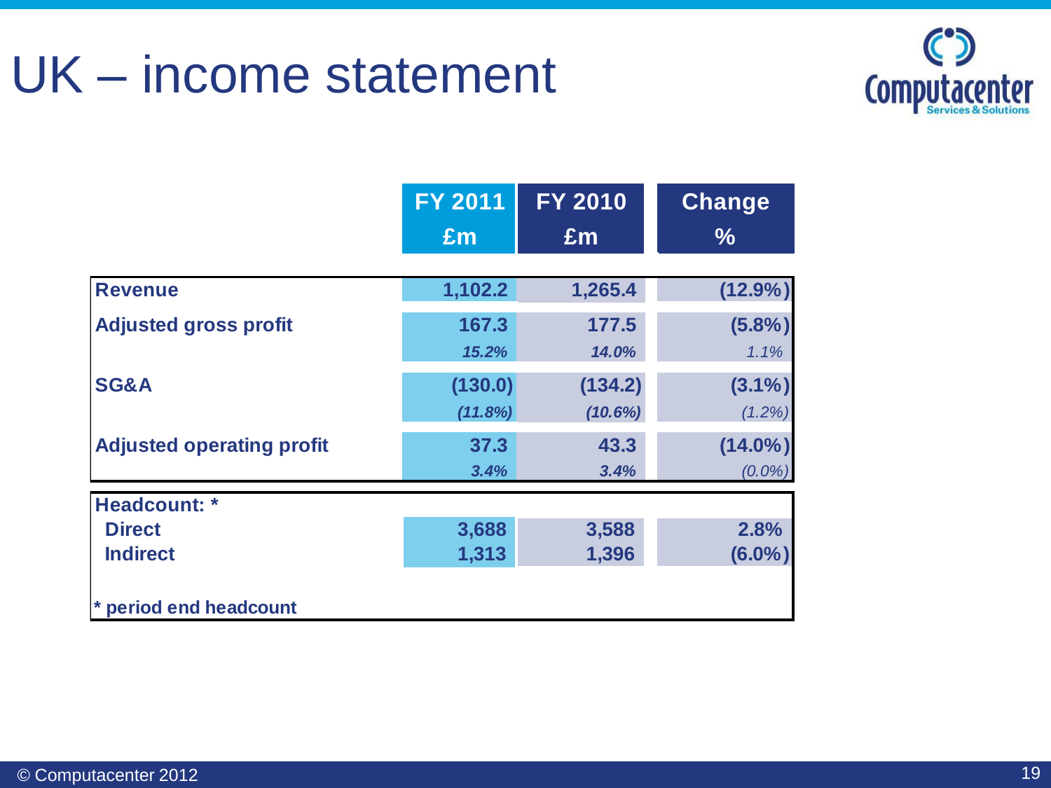# UK – income statement

| | FY 2011 £m | FY 2010 £m | Change % |
|---|---|---|---|
| **Revenue** | **1,102.2** | **1,265.4** | **(12.9%)** |
| **Adjusted gross profit** | **167.3** | **177.5** | **(5.8%)** |
| | ***15.2%*** | ***14.0%*** | *1.1%* |
| **SG&A** | **(130.0)** | **(134.2)** | **(3.1%)** |
| | ***(11.8%)*** | ***(10.6%)*** | *(1.2%)* |
| **Adjusted operating profit** | **37.3** | **43.3** | **(14.0%)** |
| | ***3.4%*** | ***3.4%*** | *(0.0%)* |

| | FY 2011 | FY 2010 | Change % |
|---|---|---|---|
| **Headcount: *** | | | |
| **Direct** | **3,688** | **3,588** | **2.8%** |
| **Indirect** | **1,313** | **1,396** | **(6.0%)** |

**\* period end headcount**

© Computacenter 2012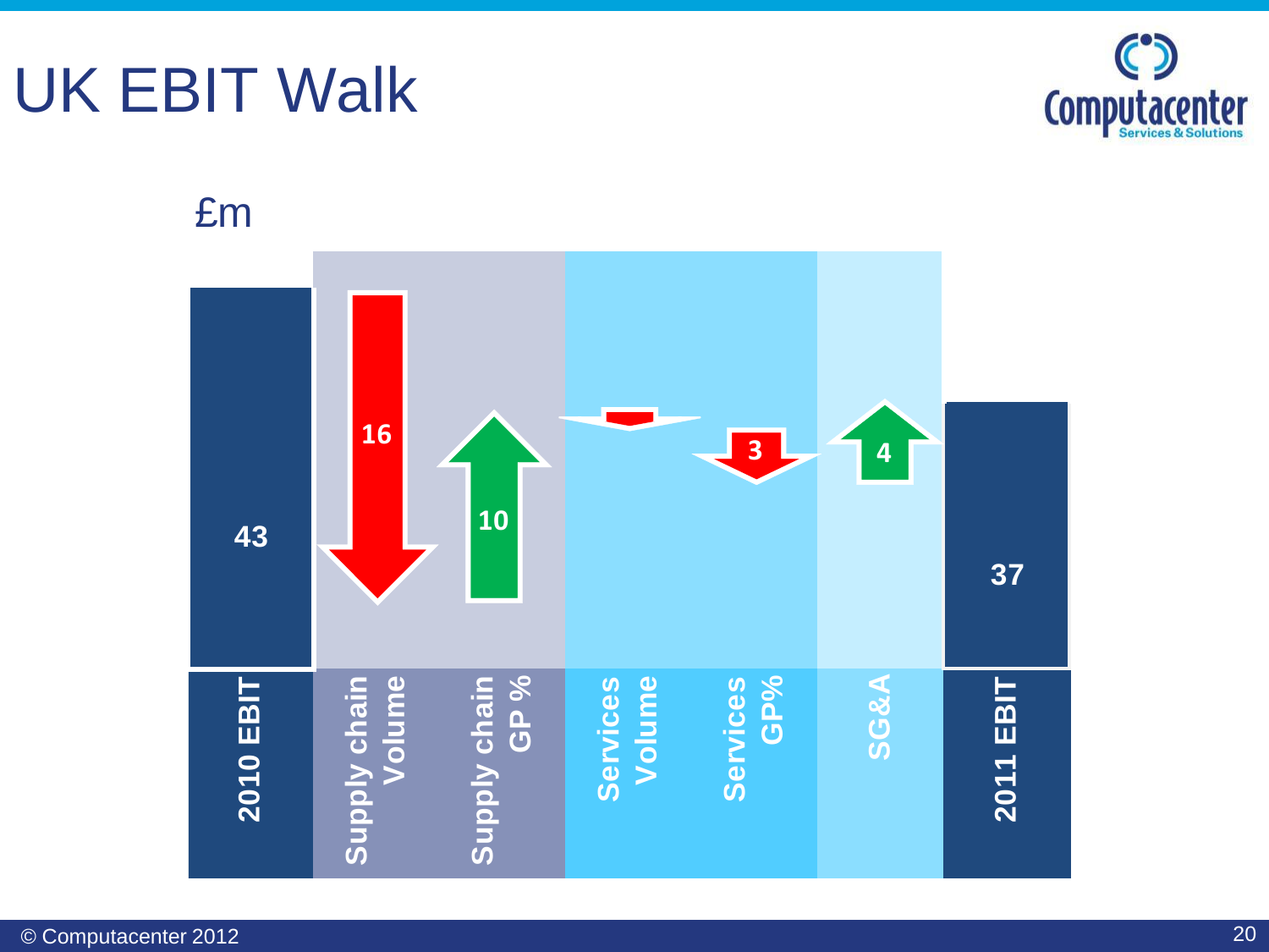# UK EBIT Walk

£m

| 2010 EBIT | Supply chain Volume | Supply chain GP % | Services Volume | Services GP% | SG&A | 2011 EBIT |
|---|---|---|---|---|---|---|
| 43 | 16 | 10 | | 3 | 4 | 37 |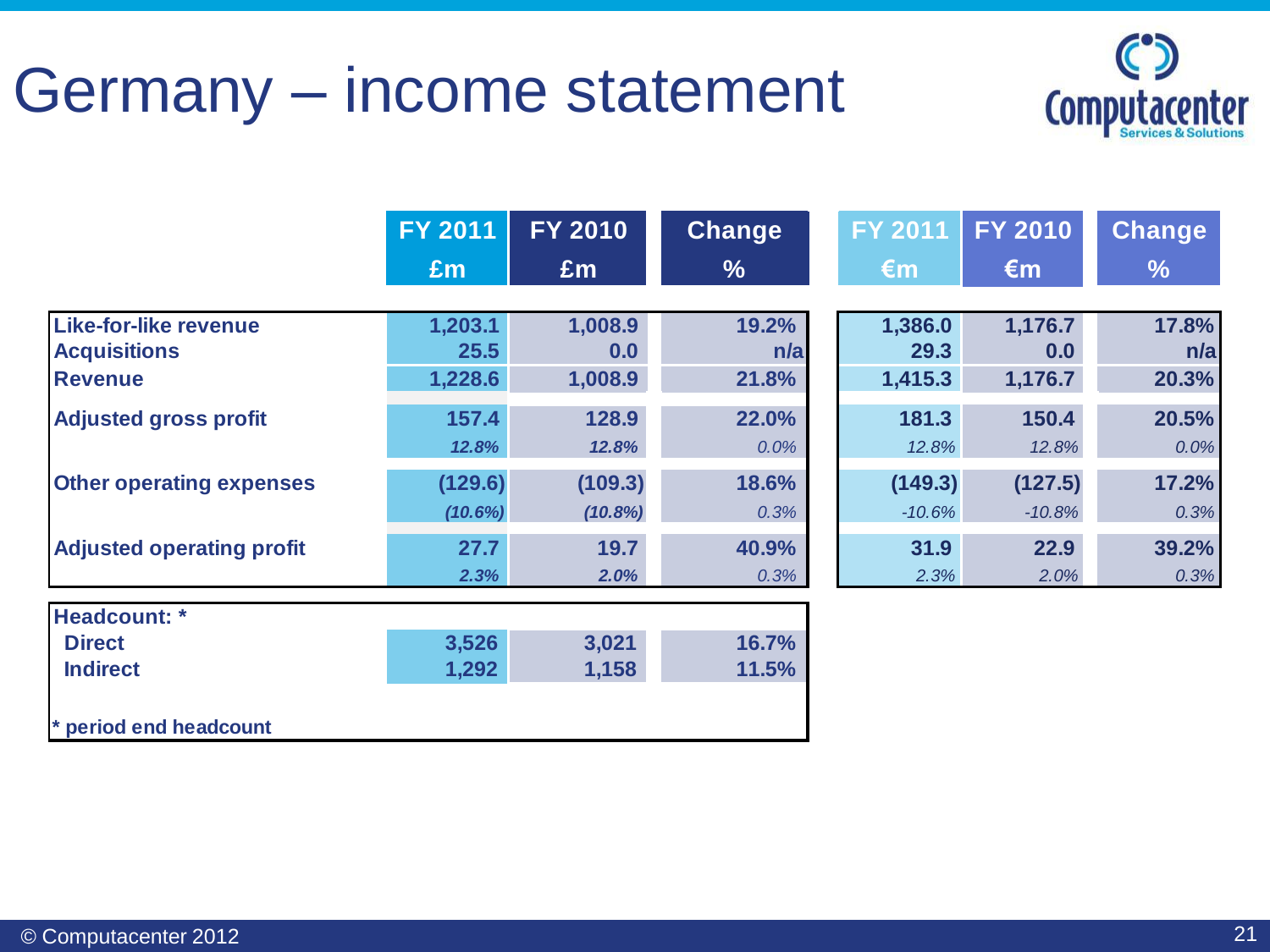# Germany – income statement

| | FY 2011 £m | FY 2010 £m | Change % | FY 2011 €m | FY 2010 €m | Change % |
|---|---|---|---|---|---|---|
| **Like-for-like revenue** | 1,203.1 | 1,008.9 | 19.2% | 1,386.0 | 1,176.7 | 17.8% |
| **Acquisitions** | 25.5 | 0.0 | n/a | 29.3 | 0.0 | n/a |
| **Revenue** | 1,228.6 | 1,008.9 | 21.8% | 1,415.3 | 1,176.7 | 20.3% |
| **Adjusted gross profit** | 157.4 | 128.9 | 22.0% | 181.3 | 150.4 | 20.5% |
| | *12.8%* | *12.8%* | *0.0%* | *12.8%* | *12.8%* | *0.0%* |
| **Other operating expenses** | (129.6) | (109.3) | 18.6% | (149.3) | (127.5) | 17.2% |
| | *(10.6%)* | *(10.8%)* | *0.3%* | *-10.6%* | *-10.8%* | *0.3%* |
| **Adjusted operating profit** | 27.7 | 19.7 | 40.9% | 31.9 | 22.9 | 39.2% |
| | *2.3%* | *2.0%* | *0.3%* | *2.3%* | *2.0%* | *0.3%* |

| **Headcount: *** | FY 2011 | FY 2010 | Change % |
|---|---|---|---|
| Direct | 3,526 | 3,021 | 16.7% |
| Indirect | 1,292 | 1,158 | 11.5% |

\* period end headcount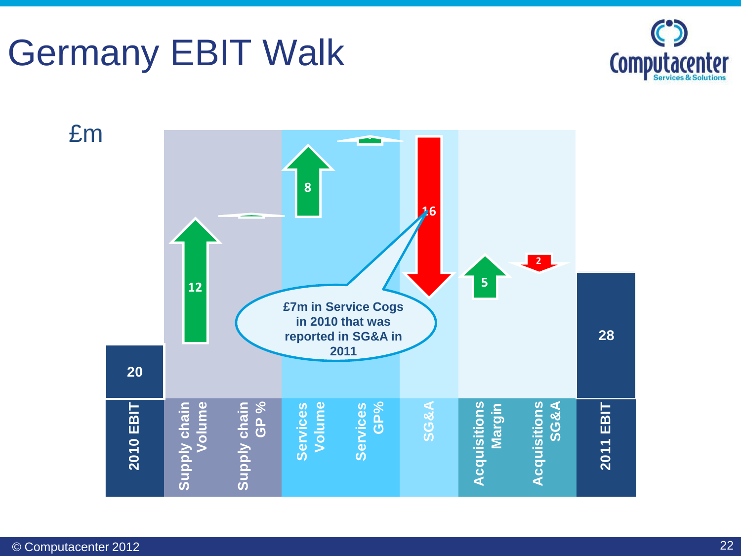# Germany EBIT Walk

£m

| 2010 EBIT | Supply chain Volume | Supply chain GP % | Services Volume | Services GP% | SG&A | Acquisitions Margin | Acquisitions SG&A | 2011 EBIT |
|---|---|---|---|---|---|---|---|---|
| 20 | 12 | | 8 | | -16 | 5 | -2 | 28 |

£7m in Service Cogs in 2010 that was reported in SG&A in 2011

© Computacenter 2012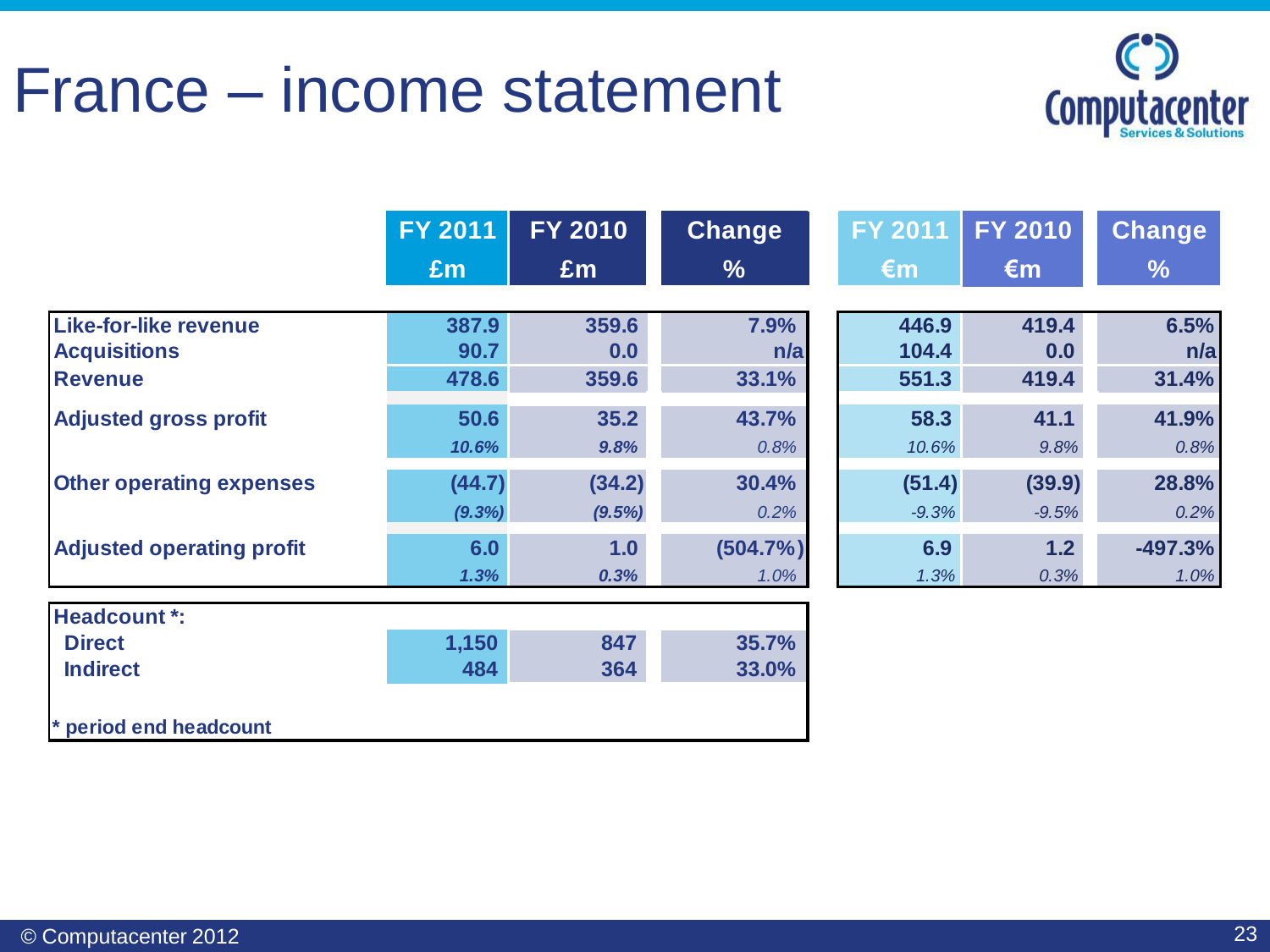# France – income statement

| | FY 2011 £m | FY 2010 £m | Change % | FY 2011 €m | FY 2010 €m | Change % |
|---|---|---|---|---|---|---|
| **Like-for-like revenue** | 387.9 | 359.6 | 7.9% | 446.9 | 419.4 | 6.5% |
| **Acquisitions** | 90.7 | 0.0 | n/a | 104.4 | 0.0 | n/a |
| **Revenue** | 478.6 | 359.6 | 33.1% | 551.3 | 419.4 | 31.4% |
| **Adjusted gross profit** | 50.6 | 35.2 | 43.7% | 58.3 | 41.1 | 41.9% |
| | *10.6%* | *9.8%* | *0.8%* | *10.6%* | *9.8%* | *0.8%* |
| **Other operating expenses** | (44.7) | (34.2) | 30.4% | (51.4) | (39.9) | 28.8% |
| | *(9.3%)* | *(9.5%)* | *0.2%* | *-9.3%* | *-9.5%* | *0.2%* |
| **Adjusted operating profit** | 6.0 | 1.0 | (504.7%) | 6.9 | 1.2 | -497.3% |
| | *1.3%* | *0.3%* | *1.0%* | *1.3%* | *0.3%* | *1.0%* |

| **Headcount \*:** | FY 2011 | FY 2010 | Change % |
|---|---|---|---|
| **Direct** | 1,150 | 847 | 35.7% |
| **Indirect** | 484 | 364 | 33.0% |

**\* period end headcount**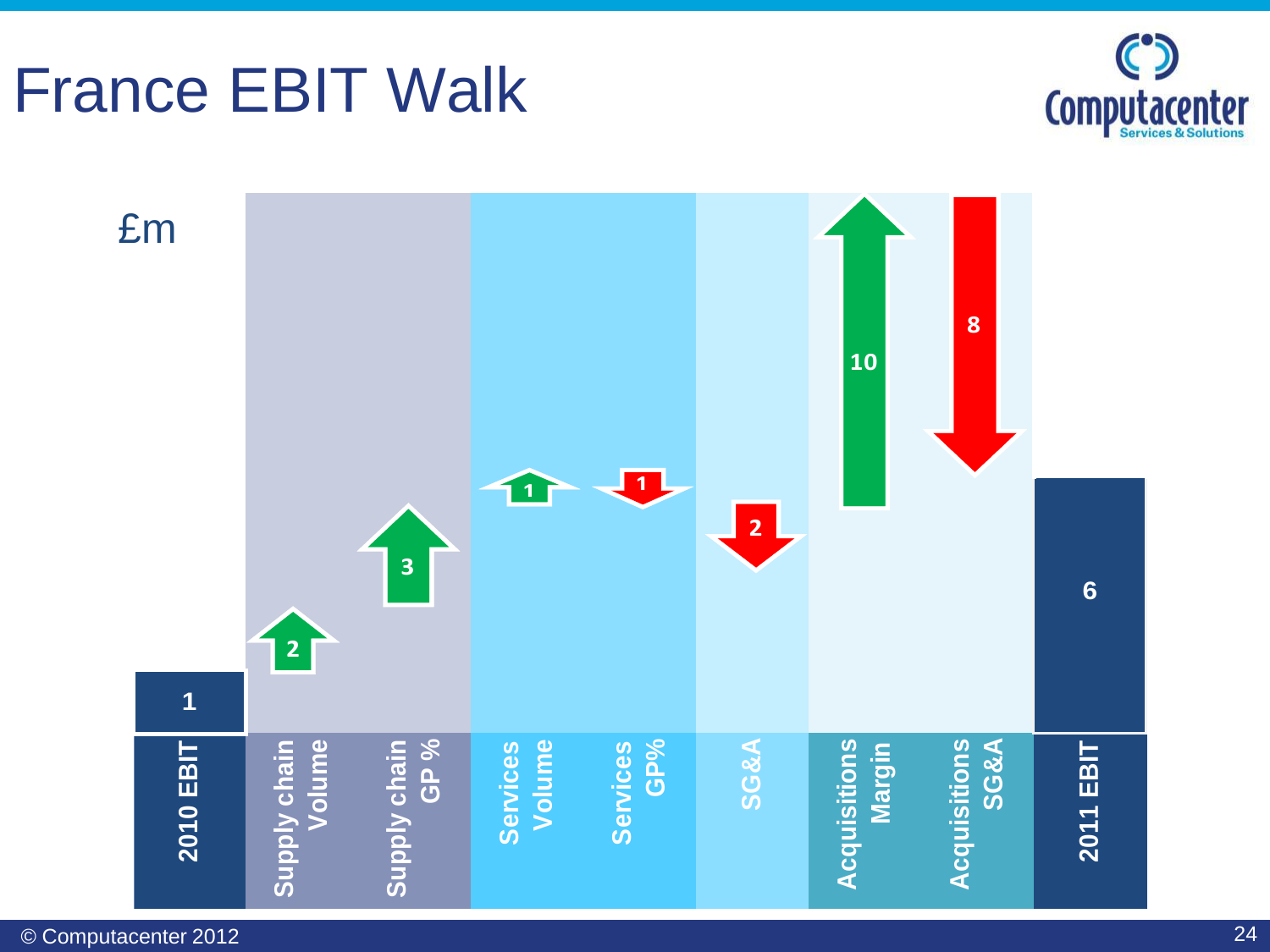# France EBIT Walk

£m

| Item | Value |
|---|---|
| 2010 EBIT | 1 |
| Supply chain Volume | 2 |
| Supply chain GP % | 3 |
| Services Volume | 1 |
| Services GP% | -1 |
| SG&A | -2 |
| Acquisitions Margin | 10 |
| Acquisitions SG&A | -8 |
| 2011 EBIT | 6 |

© Computacenter 2012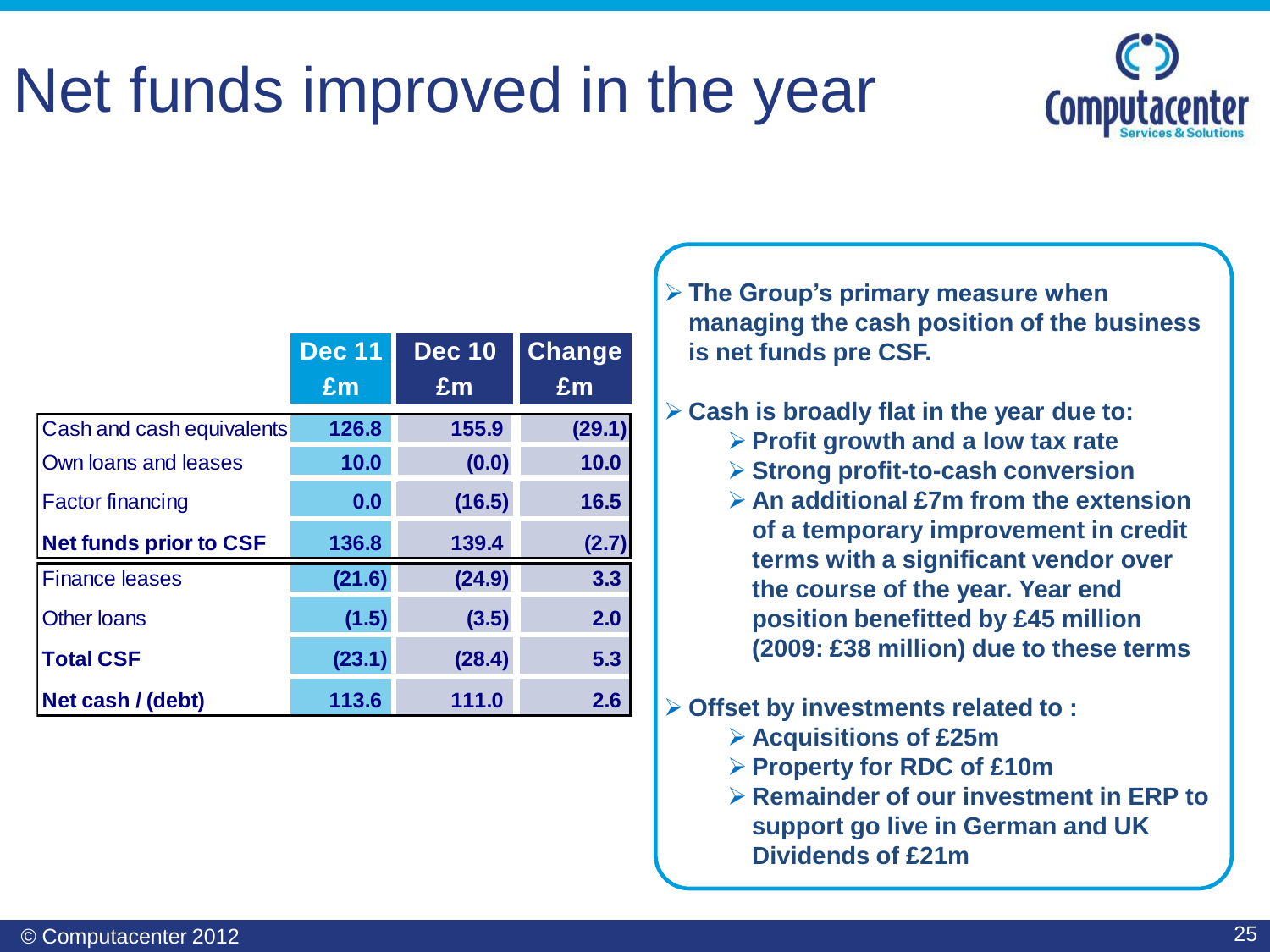# Net funds improved in the year

| | Dec 11 £m | Dec 10 £m | Change £m |
|---|---|---|---|
| Cash and cash equivalents | 126.8 | 155.9 | (29.1) |
| Own loans and leases | 10.0 | (0.0) | 10.0 |
| Factor financing | 0.0 | (16.5) | 16.5 |
| **Net funds prior to CSF** | 136.8 | 139.4 | (2.7) |
| Finance leases | (21.6) | (24.9) | 3.3 |
| Other loans | (1.5) | (3.5) | 2.0 |
| **Total CSF** | (23.1) | (28.4) | 5.3 |
| **Net cash / (debt)** | 113.6 | 111.0 | 2.6 |

- **The Group's primary measure when managing the cash position of the business is net funds pre CSF.**
- **Cash is broadly flat in the year due to:**
  - **Profit growth and a low tax rate**
  - **Strong profit-to-cash conversion**
  - **An additional £7m from the extension of a temporary improvement in credit terms with a significant vendor over the course of the year. Year end position benefitted by £45 million (2009: £38 million) due to these terms**
- **Offset by investments related to :**
  - **Acquisitions of £25m**
  - **Property for RDC of £10m**
  - **Remainder of our investment in ERP to support go live in German and UK Dividends of £21m**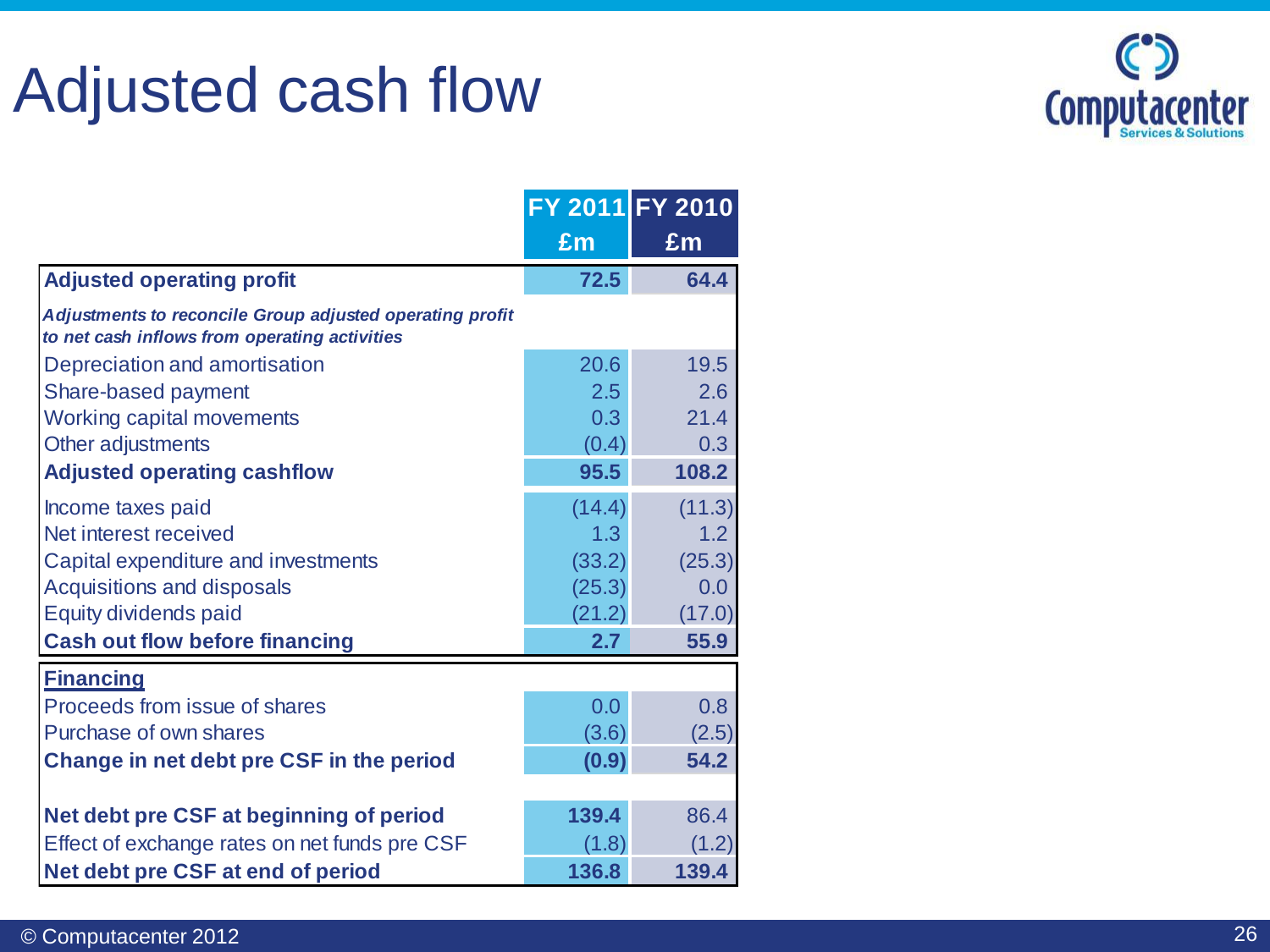# Adjusted cash flow

| | FY 2011 £m | FY 2010 £m |
|---|---|---|
| **Adjusted operating profit** | **72.5** | **64.4** |
| ***Adjustments to reconcile Group adjusted operating profit to net cash inflows from operating activities*** | | |
| Depreciation and amortisation | 20.6 | 19.5 |
| Share-based payment | 2.5 | 2.6 |
| Working capital movements | 0.3 | 21.4 |
| Other adjustments | (0.4) | 0.3 |
| **Adjusted operating cashflow** | **95.5** | **108.2** |
| Income taxes paid | (14.4) | (11.3) |
| Net interest received | 1.3 | 1.2 |
| Capital expenditure and investments | (33.2) | (25.3) |
| Acquisitions and disposals | (25.3) | 0.0 |
| Equity dividends paid | (21.2) | (17.0) |
| **Cash out flow before financing** | **2.7** | **55.9** |
| **Financing** | | |
| Proceeds from issue of shares | 0.0 | 0.8 |
| Purchase of own shares | (3.6) | (2.5) |
| **Change in net debt pre CSF in the period** | **(0.9)** | **54.2** |
| **Net debt pre CSF at beginning of period** | **139.4** | 86.4 |
| Effect of exchange rates on net funds pre CSF | (1.8) | (1.2) |
| **Net debt pre CSF at end of period** | **136.8** | **139.4** |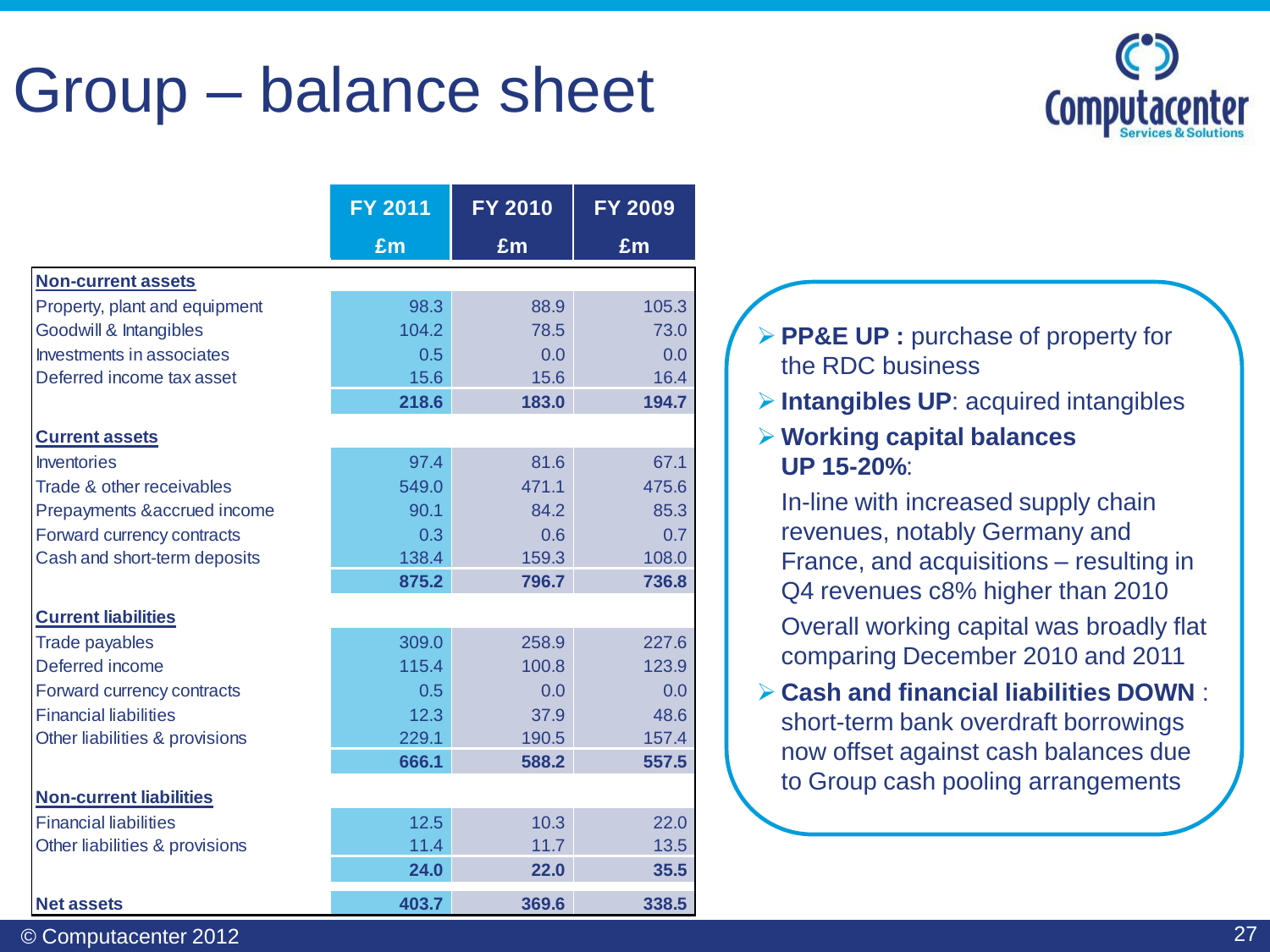# Group – balance sheet

| | FY 2011 £m | FY 2010 £m | FY 2009 £m |
|---|---|---|---|
| **Non-current assets** | | | |
| Property, plant and equipment | 98.3 | 88.9 | 105.3 |
| Goodwill & Intangibles | 104.2 | 78.5 | 73.0 |
| Investments in associates | 0.5 | 0.0 | 0.0 |
| Deferred income tax asset | 15.6 | 15.6 | 16.4 |
| | **218.6** | **183.0** | **194.7** |
| **Current assets** | | | |
| Inventories | 97.4 | 81.6 | 67.1 |
| Trade & other receivables | 549.0 | 471.1 | 475.6 |
| Prepayments &accrued income | 90.1 | 84.2 | 85.3 |
| Forward currency contracts | 0.3 | 0.6 | 0.7 |
| Cash and short-term deposits | 138.4 | 159.3 | 108.0 |
| | **875.2** | **796.7** | **736.8** |
| **Current liabilities** | | | |
| Trade payables | 309.0 | 258.9 | 227.6 |
| Deferred income | 115.4 | 100.8 | 123.9 |
| Forward currency contracts | 0.5 | 0.0 | 0.0 |
| Financial liabilities | 12.3 | 37.9 | 48.6 |
| Other liabilities & provisions | 229.1 | 190.5 | 157.4 |
| | **666.1** | **588.2** | **557.5** |
| **Non-current liabilities** | | | |
| Financial liabilities | 12.5 | 10.3 | 22.0 |
| Other liabilities & provisions | 11.4 | 11.7 | 13.5 |
| | **24.0** | **22.0** | **35.5** |
| **Net assets** | **403.7** | **369.6** | **338.5** |

- **PP&E UP :** purchase of property for the RDC business
- **Intangibles UP**: acquired intangibles
- **Working capital balances UP 15-20%**:

  In-line with increased supply chain revenues, notably Germany and France, and acquisitions – resulting in Q4 revenues c8% higher than 2010

  Overall working capital was broadly flat comparing December 2010 and 2011
- **Cash and financial liabilities DOWN** : short-term bank overdraft borrowings now offset against cash balances due to Group cash pooling arrangements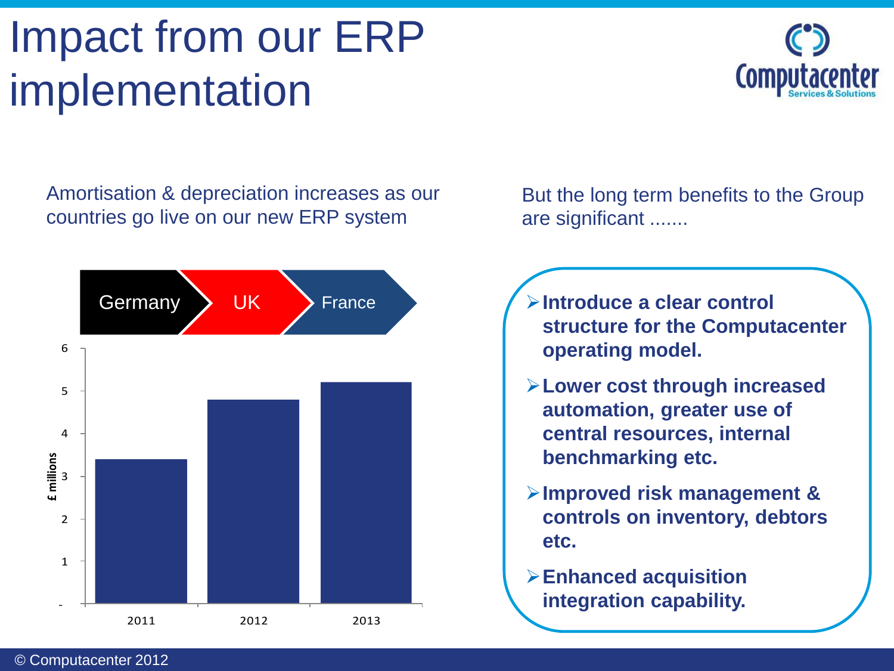# Impact from our ERP implementation

Amortisation & depreciation increases as our countries go live on our new ERP system

Germany
UK
France

6
5
4
3
2
1
-

£ millions

2011
2012
2013

But the long term benefits to the Group are significant .......

- **Introduce a clear control structure for the Computacenter operating model.**
- **Lower cost through increased automation, greater use of central resources, internal benchmarking etc.**
- **Improved risk management & controls on inventory, debtors etc.**
- **Enhanced acquisition integration capability.**

© Computacenter 2012